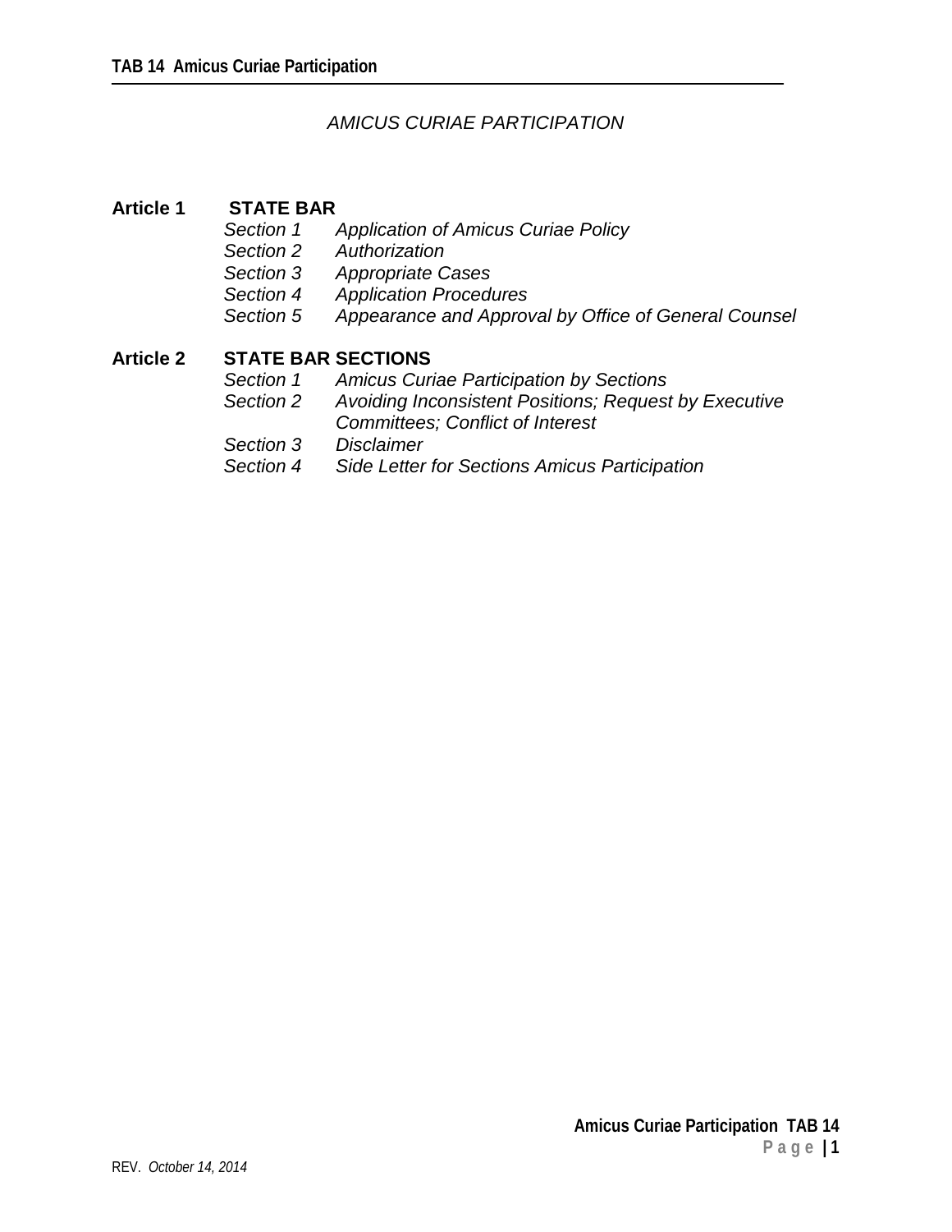# *AMICUS CURIAE PARTICIPATION*

## Article 1 STATE BAR

- *Section 1 Application of Amicus Curiae Policy*
- *Section 2 Authorization*
- *Section 3 Appropriate Cases*
- *Section 4 Application Procedures*
- *Section 5 Appearance and Approval by Office of General Counsel*

## Article 2 STATE BAR SECTIONS

- *Section 1 Amicus Curiae Participation by Sections*
- *Section 2 Avoiding Inconsistent Positions; Request by Executive Committees; Conflict of Interest*
- *Section 3 Disclaimer*
- *Section 4 Side Letter for Sections Amicus Participation*

REV. *October 14, 2014*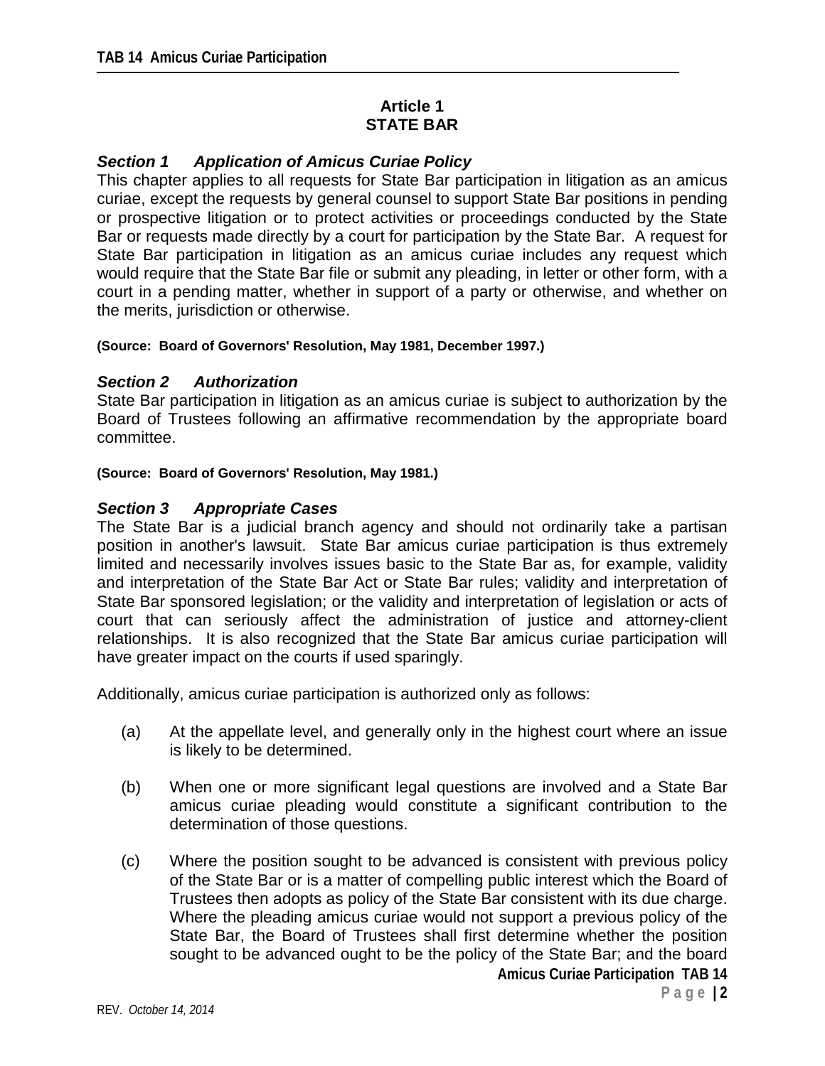## Article 1
## STATE BAR

### *Section 1 Application of Amicus Curiae Policy*

This chapter applies to all requests for State Bar participation in litigation as an amicus curiae, except the requests by general counsel to support State Bar positions in pending or prospective litigation or to protect activities or proceedings conducted by the State Bar or requests made directly by a court for participation by the State Bar. A request for State Bar participation in litigation as an amicus curiae includes any request which would require that the State Bar file or submit any pleading, in letter or other form, with a court in a pending matter, whether in support of a party or otherwise, and whether on the merits, jurisdiction or otherwise.

**(Source: Board of Governors' Resolution, May 1981, December 1997.)**

### *Section 2 Authorization*

State Bar participation in litigation as an amicus curiae is subject to authorization by the Board of Trustees following an affirmative recommendation by the appropriate board committee.

**(Source: Board of Governors' Resolution, May 1981.)**

### *Section 3 Appropriate Cases*

The State Bar is a judicial branch agency and should not ordinarily take a partisan position in another's lawsuit. State Bar amicus curiae participation is thus extremely limited and necessarily involves issues basic to the State Bar as, for example, validity and interpretation of the State Bar Act or State Bar rules; validity and interpretation of State Bar sponsored legislation; or the validity and interpretation of legislation or acts of court that can seriously affect the administration of justice and attorney-client relationships. It is also recognized that the State Bar amicus curiae participation will have greater impact on the courts if used sparingly.

Additionally, amicus curiae participation is authorized only as follows:

(a) At the appellate level, and generally only in the highest court where an issue is likely to be determined.

(b) When one or more significant legal questions are involved and a State Bar amicus curiae pleading would constitute a significant contribution to the determination of those questions.

(c) Where the position sought to be advanced is consistent with previous policy of the State Bar or is a matter of compelling public interest which the Board of Trustees then adopts as policy of the State Bar consistent with its due charge. Where the pleading amicus curiae would not support a previous policy of the State Bar, the Board of Trustees shall first determine whether the position sought to be advanced ought to be the policy of the State Bar; and the board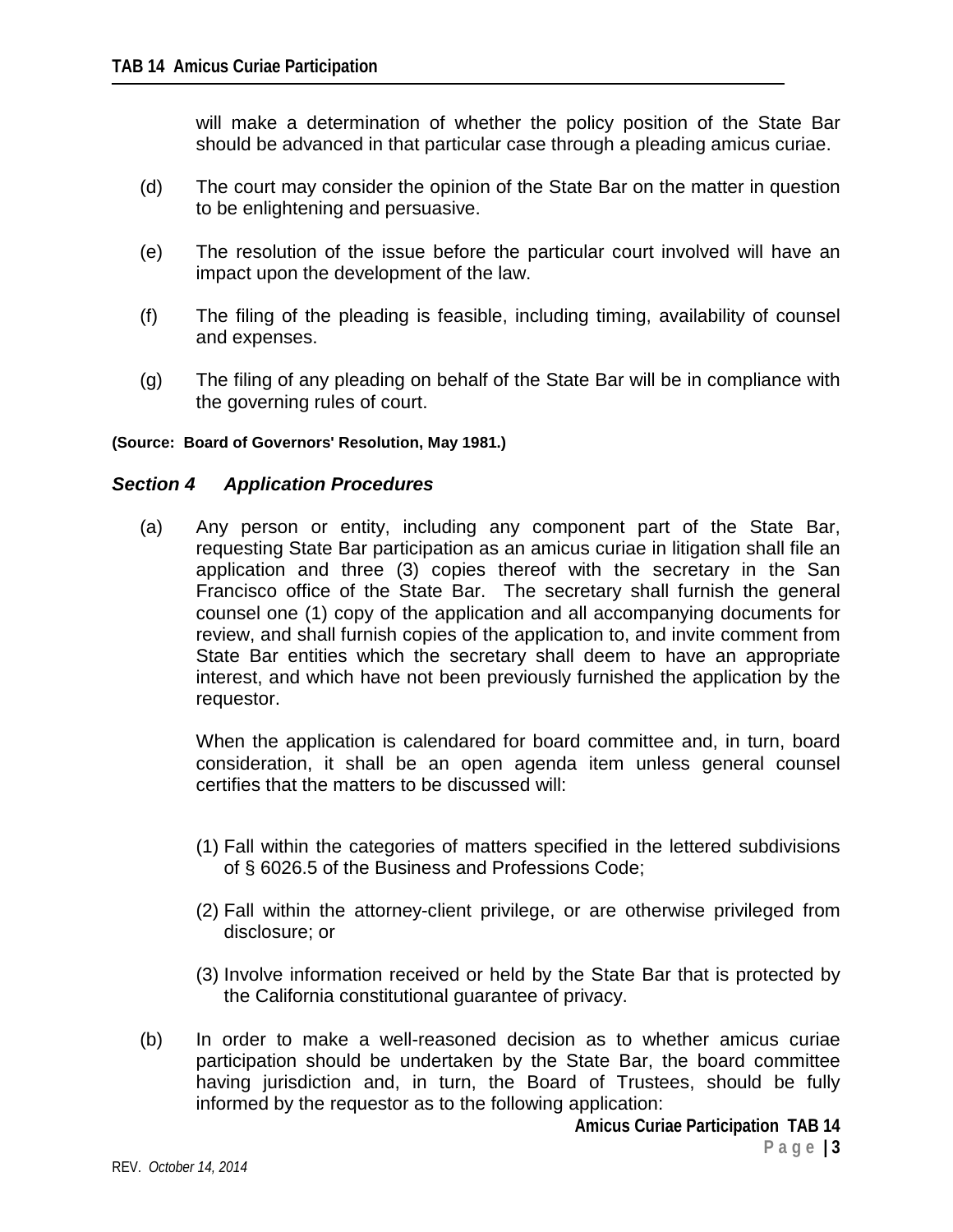will make a determination of whether the policy position of the State Bar should be advanced in that particular case through a pleading amicus curiae.

(d) The court may consider the opinion of the State Bar on the matter in question to be enlightening and persuasive.

(e) The resolution of the issue before the particular court involved will have an impact upon the development of the law.

(f) The filing of the pleading is feasible, including timing, availability of counsel and expenses.

(g) The filing of any pleading on behalf of the State Bar will be in compliance with the governing rules of court.

**(Source: Board of Governors' Resolution, May 1981.)**

### *Section 4 Application Procedures*

(a) Any person or entity, including any component part of the State Bar, requesting State Bar participation as an amicus curiae in litigation shall file an application and three (3) copies thereof with the secretary in the San Francisco office of the State Bar. The secretary shall furnish the general counsel one (1) copy of the application and all accompanying documents for review, and shall furnish copies of the application to, and invite comment from State Bar entities which the secretary shall deem to have an appropriate interest, and which have not been previously furnished the application by the requestor.

When the application is calendared for board committee and, in turn, board consideration, it shall be an open agenda item unless general counsel certifies that the matters to be discussed will:

(1) Fall within the categories of matters specified in the lettered subdivisions of § 6026.5 of the Business and Professions Code;

(2) Fall within the attorney-client privilege, or are otherwise privileged from disclosure; or

(3) Involve information received or held by the State Bar that is protected by the California constitutional guarantee of privacy.

(b) In order to make a well-reasoned decision as to whether amicus curiae participation should be undertaken by the State Bar, the board committee having jurisdiction and, in turn, the Board of Trustees, should be fully informed by the requestor as to the following application: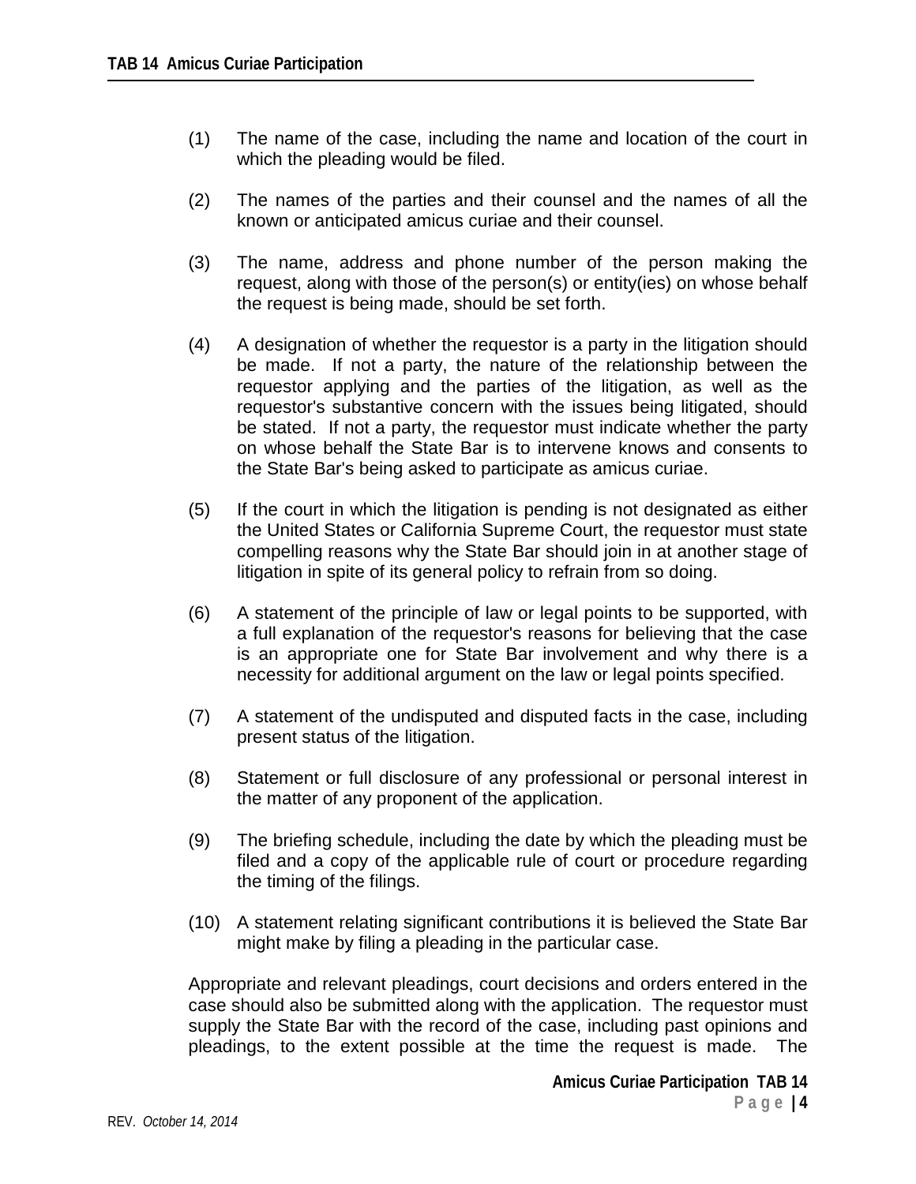(1) The name of the case, including the name and location of the court in which the pleading would be filed.

(2) The names of the parties and their counsel and the names of all the known or anticipated amicus curiae and their counsel.

(3) The name, address and phone number of the person making the request, along with those of the person(s) or entity(ies) on whose behalf the request is being made, should be set forth.

(4) A designation of whether the requestor is a party in the litigation should be made. If not a party, the nature of the relationship between the requestor applying and the parties of the litigation, as well as the requestor's substantive concern with the issues being litigated, should be stated. If not a party, the requestor must indicate whether the party on whose behalf the State Bar is to intervene knows and consents to the State Bar's being asked to participate as amicus curiae.

(5) If the court in which the litigation is pending is not designated as either the United States or California Supreme Court, the requestor must state compelling reasons why the State Bar should join in at another stage of litigation in spite of its general policy to refrain from so doing.

(6) A statement of the principle of law or legal points to be supported, with a full explanation of the requestor's reasons for believing that the case is an appropriate one for State Bar involvement and why there is a necessity for additional argument on the law or legal points specified.

(7) A statement of the undisputed and disputed facts in the case, including present status of the litigation.

(8) Statement or full disclosure of any professional or personal interest in the matter of any proponent of the application.

(9) The briefing schedule, including the date by which the pleading must be filed and a copy of the applicable rule of court or procedure regarding the timing of the filings.

(10) A statement relating significant contributions it is believed the State Bar might make by filing a pleading in the particular case.

Appropriate and relevant pleadings, court decisions and orders entered in the case should also be submitted along with the application. The requestor must supply the State Bar with the record of the case, including past opinions and pleadings, to the extent possible at the time the request is made. The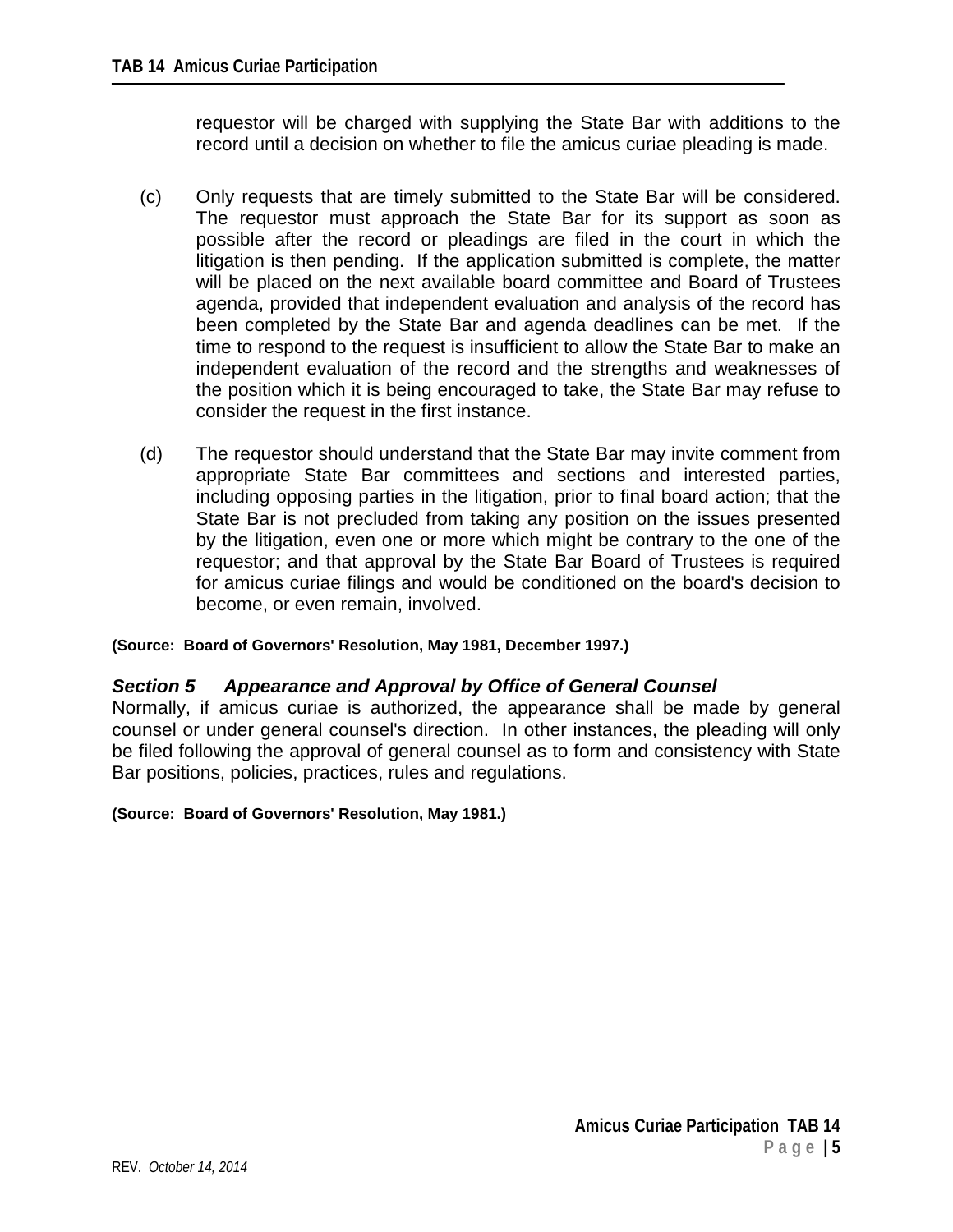requestor will be charged with supplying the State Bar with additions to the record until a decision on whether to file the amicus curiae pleading is made.

(c) Only requests that are timely submitted to the State Bar will be considered. The requestor must approach the State Bar for its support as soon as possible after the record or pleadings are filed in the court in which the litigation is then pending. If the application submitted is complete, the matter will be placed on the next available board committee and Board of Trustees agenda, provided that independent evaluation and analysis of the record has been completed by the State Bar and agenda deadlines can be met. If the time to respond to the request is insufficient to allow the State Bar to make an independent evaluation of the record and the strengths and weaknesses of the position which it is being encouraged to take, the State Bar may refuse to consider the request in the first instance.

(d) The requestor should understand that the State Bar may invite comment from appropriate State Bar committees and sections and interested parties, including opposing parties in the litigation, prior to final board action; that the State Bar is not precluded from taking any position on the issues presented by the litigation, even one or more which might be contrary to the one of the requestor; and that approval by the State Bar Board of Trustees is required for amicus curiae filings and would be conditioned on the board's decision to become, or even remain, involved.

**(Source: Board of Governors' Resolution, May 1981, December 1997.)**

### ***Section 5 Appearance and Approval by Office of General Counsel***

Normally, if amicus curiae is authorized, the appearance shall be made by general counsel or under general counsel's direction. In other instances, the pleading will only be filed following the approval of general counsel as to form and consistency with State Bar positions, policies, practices, rules and regulations.

**(Source: Board of Governors' Resolution, May 1981.)**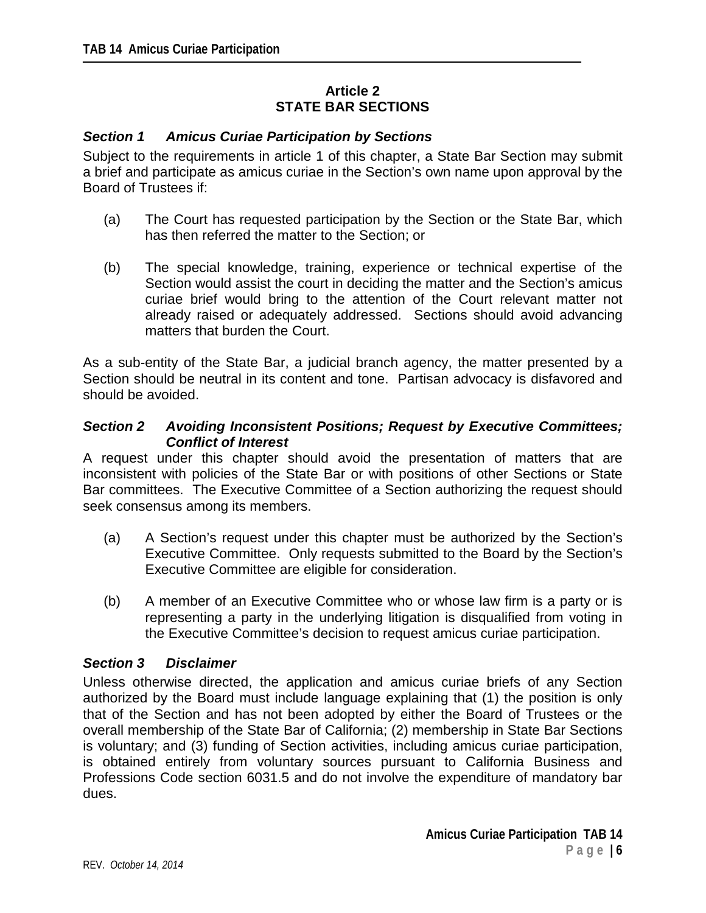# Article 2
# STATE BAR SECTIONS

### *Section 1 Amicus Curiae Participation by Sections*

Subject to the requirements in article 1 of this chapter, a State Bar Section may submit a brief and participate as amicus curiae in the Section's own name upon approval by the Board of Trustees if:

(a) The Court has requested participation by the Section or the State Bar, which has then referred the matter to the Section; or

(b) The special knowledge, training, experience or technical expertise of the Section would assist the court in deciding the matter and the Section's amicus curiae brief would bring to the attention of the Court relevant matter not already raised or adequately addressed. Sections should avoid advancing matters that burden the Court.

As a sub-entity of the State Bar, a judicial branch agency, the matter presented by a Section should be neutral in its content and tone. Partisan advocacy is disfavored and should be avoided.

### *Section 2 Avoiding Inconsistent Positions; Request by Executive Committees; Conflict of Interest*

A request under this chapter should avoid the presentation of matters that are inconsistent with policies of the State Bar or with positions of other Sections or State Bar committees. The Executive Committee of a Section authorizing the request should seek consensus among its members.

(a) A Section's request under this chapter must be authorized by the Section's Executive Committee. Only requests submitted to the Board by the Section's Executive Committee are eligible for consideration.

(b) A member of an Executive Committee who or whose law firm is a party or is representing a party in the underlying litigation is disqualified from voting in the Executive Committee's decision to request amicus curiae participation.

### *Section 3 Disclaimer*

Unless otherwise directed, the application and amicus curiae briefs of any Section authorized by the Board must include language explaining that (1) the position is only that of the Section and has not been adopted by either the Board of Trustees or the overall membership of the State Bar of California; (2) membership in State Bar Sections is voluntary; and (3) funding of Section activities, including amicus curiae participation, is obtained entirely from voluntary sources pursuant to California Business and Professions Code section 6031.5 and do not involve the expenditure of mandatory bar dues.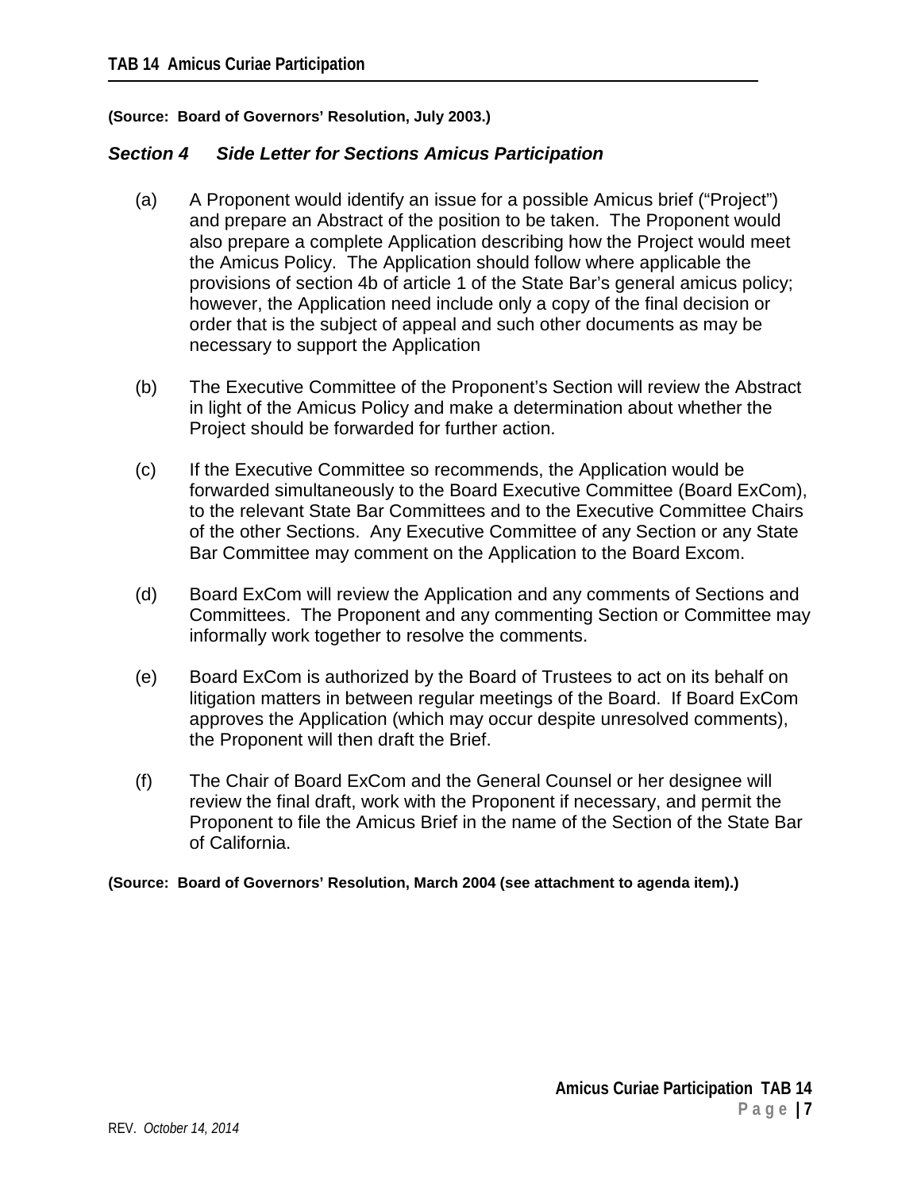**(Source: Board of Governors' Resolution, July 2003.)**

### *Section 4 Side Letter for Sections Amicus Participation*

(a) A Proponent would identify an issue for a possible Amicus brief ("Project") and prepare an Abstract of the position to be taken. The Proponent would also prepare a complete Application describing how the Project would meet the Amicus Policy. The Application should follow where applicable the provisions of section 4b of article 1 of the State Bar's general amicus policy; however, the Application need include only a copy of the final decision or order that is the subject of appeal and such other documents as may be necessary to support the Application

(b) The Executive Committee of the Proponent's Section will review the Abstract in light of the Amicus Policy and make a determination about whether the Project should be forwarded for further action.

(c) If the Executive Committee so recommends, the Application would be forwarded simultaneously to the Board Executive Committee (Board ExCom), to the relevant State Bar Committees and to the Executive Committee Chairs of the other Sections. Any Executive Committee of any Section or any State Bar Committee may comment on the Application to the Board Excom.

(d) Board ExCom will review the Application and any comments of Sections and Committees. The Proponent and any commenting Section or Committee may informally work together to resolve the comments.

(e) Board ExCom is authorized by the Board of Trustees to act on its behalf on litigation matters in between regular meetings of the Board. If Board ExCom approves the Application (which may occur despite unresolved comments), the Proponent will then draft the Brief.

(f) The Chair of Board ExCom and the General Counsel or her designee will review the final draft, work with the Proponent if necessary, and permit the Proponent to file the Amicus Brief in the name of the Section of the State Bar of California.

**(Source: Board of Governors' Resolution, March 2004 (see attachment to agenda item).)**